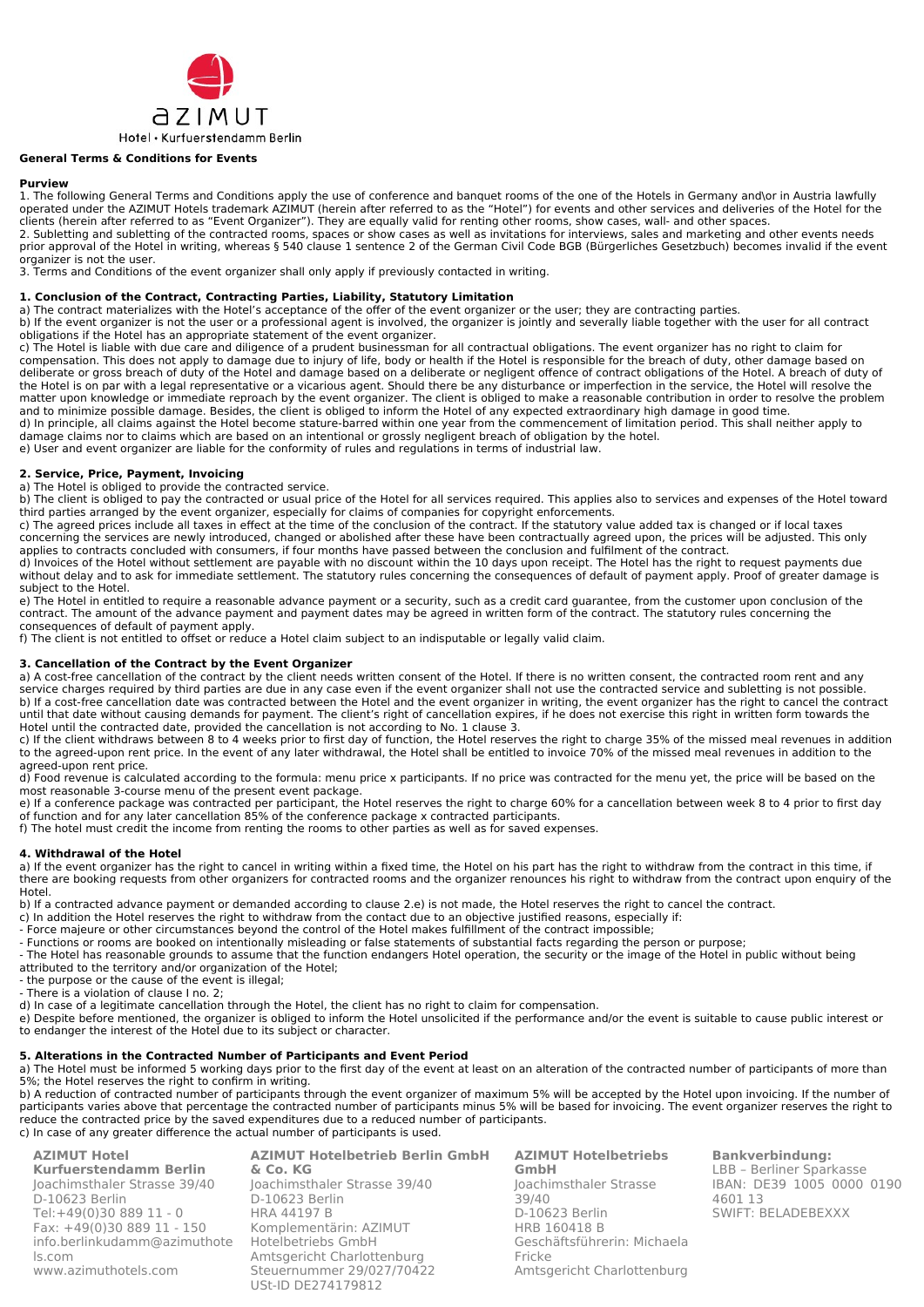AZIMUT

Hotel • Kurfuerstendamm Berlin

## General Terms & Conditions for Events

### Purview

1. The following General Terms and Conditions apply the use of conference and banquet rooms of the one of the Hotels in Germany and\or in Austria lawfully operated under the AZIMUT Hotels trademark AZIMUT (herein after referred to as the "Hotel") for events and other services and deliveries of the Hotel for the clients (herein after referred to as "Event Organizer"). They are equally valid for renting other rooms, show cases, wall- and other spaces.
2. Subletting and subletting of the contracted rooms, spaces or show cases as well as invitations for interviews, sales and marketing and other events needs prior approval of the Hotel in writing, whereas § 540 clause 1 sentence 2 of the German Civil Code BGB (Bürgerliches Gesetzbuch) becomes invalid if the event organizer is not the user.
3. Terms and Conditions of the event organizer shall only apply if previously contacted in writing.

### 1. Conclusion of the Contract, Contracting Parties, Liability, Statutory Limitation

a) The contract materializes with the Hotel's acceptance of the offer of the event organizer or the user; they are contracting parties.
b) If the event organizer is not the user or a professional agent is involved, the organizer is jointly and severally liable together with the user for all contract obligations if the Hotel has an appropriate statement of the event organizer.
c) The Hotel is liable with due care and diligence of a prudent businessman for all contractual obligations. The event organizer has no right to claim for compensation. This does not apply to damage due to injury of life, body or health if the Hotel is responsible for the breach of duty, other damage based on deliberate or gross breach of duty of the Hotel and damage based on a deliberate or negligent offence of contract obligations of the Hotel. A breach of duty of the Hotel is on par with a legal representative or a vicarious agent. Should there be any disturbance or imperfection in the service, the Hotel will resolve the matter upon knowledge or immediate reproach by the event organizer. The client is obliged to make a reasonable contribution in order to resolve the problem and to minimize possible damage. Besides, the client is obliged to inform the Hotel of any expected extraordinary high damage in good time.
d) In principle, all claims against the Hotel become stature-barred within one year from the commencement of limitation period. This shall neither apply to damage claims nor to claims which are based on an intentional or grossly negligent breach of obligation by the hotel.
e) User and event organizer are liable for the conformity of rules and regulations in terms of industrial law.

### 2. Service, Price, Payment, Invoicing

a) The Hotel is obliged to provide the contracted service.
b) The client is obliged to pay the contracted or usual price of the Hotel for all services required. This applies also to services and expenses of the Hotel toward third parties arranged by the event organizer, especially for claims of companies for copyright enforcements.
c) The agreed prices include all taxes in effect at the time of the conclusion of the contract. If the statutory value added tax is changed or if local taxes concerning the services are newly introduced, changed or abolished after these have been contractually agreed upon, the prices will be adjusted. This only applies to contracts concluded with consumers, if four months have passed between the conclusion and fulfilment of the contract.
d) Invoices of the Hotel without settlement are payable with no discount within the 10 days upon receipt. The Hotel has the right to request payments due without delay and to ask for immediate settlement. The statutory rules concerning the consequences of default of payment apply. Proof of greater damage is subject to the Hotel.
e) The Hotel in entitled to require a reasonable advance payment or a security, such as a credit card guarantee, from the customer upon conclusion of the contract. The amount of the advance payment and payment dates may be agreed in written form of the contract. The statutory rules concerning the consequences of default of payment apply.
f) The client is not entitled to offset or reduce a Hotel claim subject to an indisputable or legally valid claim.

### 3. Cancellation of the Contract by the Event Organizer

a) A cost-free cancellation of the contract by the client needs written consent of the Hotel. If there is no written consent, the contracted room rent and any service charges required by third parties are due in any case even if the event organizer shall not use the contracted service and subletting is not possible.
b) If a cost-free cancellation date was contracted between the Hotel and the event organizer in writing, the event organizer has the right to cancel the contract until that date without causing demands for payment. The client's right of cancellation expires, if he does not exercise this right in written form towards the Hotel until the contracted date, provided the cancellation is not according to No. 1 clause 3.
c) If the client withdraws between 8 to 4 weeks prior to first day of function, the Hotel reserves the right to charge 35% of the missed meal revenues in addition to the agreed-upon rent price. In the event of any later withdrawal, the Hotel shall be entitled to invoice 70% of the missed meal revenues in addition to the agreed-upon rent price.
d) Food revenue is calculated according to the formula: menu price x participants. If no price was contracted for the menu yet, the price will be based on the most reasonable 3-course menu of the present event package.
e) If a conference package was contracted per participant, the Hotel reserves the right to charge 60% for a cancellation between week 8 to 4 prior to first day of function and for any later cancellation 85% of the conference package x contracted participants.
f) The hotel must credit the income from renting the rooms to other parties as well as for saved expenses.

### 4. Withdrawal of the Hotel

a) If the event organizer has the right to cancel in writing within a fixed time, the Hotel on his part has the right to withdraw from the contract in this time, if there are booking requests from other organizers for contracted rooms and the organizer renounces his right to withdraw from the contract upon enquiry of the Hotel.
b) If a contracted advance payment or demanded according to clause 2.e) is not made, the Hotel reserves the right to cancel the contract.
c) In addition the Hotel reserves the right to withdraw from the contact due to an objective justified reasons, especially if:
- Force majeure or other circumstances beyond the control of the Hotel makes fulfillment of the contract impossible;
- Functions or rooms are booked on intentionally misleading or false statements of substantial facts regarding the person or purpose;
- The Hotel has reasonable grounds to assume that the function endangers Hotel operation, the security or the image of the Hotel in public without being attributed to the territory and/or organization of the Hotel;
- the purpose or the cause of the event is illegal;
- There is a violation of clause I no. 2;

d) In case of a legitimate cancellation through the Hotel, the client has no right to claim for compensation.
e) Despite before mentioned, the organizer is obliged to inform the Hotel unsolicited if the performance and/or the event is suitable to cause public interest or to endanger the interest of the Hotel due to its subject or character.

### 5. Alterations in the Contracted Number of Participants and Event Period

a) The Hotel must be informed 5 working days prior to the first day of the event at least on an alteration of the contracted number of participants of more than 5%; the Hotel reserves the right to confirm in writing.
b) A reduction of contracted number of participants through the event organizer of maximum 5% will be accepted by the Hotel upon invoicing. If the number of participants varies above that percentage the contracted number of participants minus 5% will be based for invoicing. The event organizer reserves the right to reduce the contracted price by the saved expenditures due to a reduced number of participants.
c) In case of any greater difference the actual number of participants is used.

**AZIMUT Hotel Kurfuerstendamm Berlin**
Joachimsthaler Strasse 39/40
D-10623 Berlin
Tel:+49(0)30 889 11 - 0
Fax: +49(0)30 889 11 - 150
info.berlinkudamm@azimuthotels.com
www.azimuthotels.com

**AZIMUT Hotelbetrieb Berlin GmbH & Co. KG**
Joachimsthaler Strasse 39/40
D-10623 Berlin
HRA 44197 B
Komplementärin: AZIMUT Hotelbetriebs GmbH
Amtsgericht Charlottenburg
Steuernummer 29/027/70422
USt-ID DE274179812

**AZIMUT Hotelbetriebs GmbH**
Joachimsthaler Strasse 39/40
D-10623 Berlin
HRB 160418 B
Geschäftsführerin: Michaela Fricke
Amtsgericht Charlottenburg

**Bankverbindung:**
LBB – Berliner Sparkasse
IBAN: DE39 1005 0000 0190 4601 13
SWIFT: BELADEBEXXX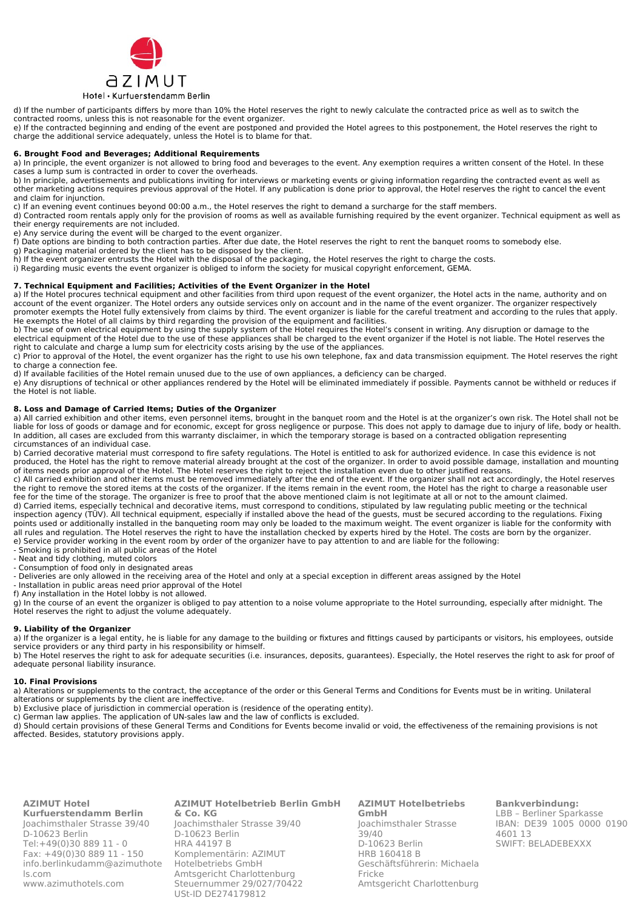AZIMUT

Hotel • Kurfuerstendamm Berlin

d) If the number of participants differs by more than 10% the Hotel reserves the right to newly calculate the contracted price as well as to switch the contracted rooms, unless this is not reasonable for the event organizer.
e) If the contracted beginning and ending of the event are postponed and provided the Hotel agrees to this postponement, the Hotel reserves the right to charge the additional service adequately, unless the Hotel is to blame for that.

**6. Brought Food and Beverages; Additional Requirements**

a) In principle, the event organizer is not allowed to bring food and beverages to the event. Any exemption requires a written consent of the Hotel. In these cases a lump sum is contracted in order to cover the overheads.
b) In principle, advertisements and publications inviting for interviews or marketing events or giving information regarding the contracted event as well as other marketing actions requires previous approval of the Hotel. If any publication is done prior to approval, the Hotel reserves the right to cancel the event and claim for injunction.
c) If an evening event continues beyond 00:00 a.m., the Hotel reserves the right to demand a surcharge for the staff members.
d) Contracted room rentals apply only for the provision of rooms as well as available furnishing required by the event organizer. Technical equipment as well as their energy requirements are not included.
e) Any service during the event will be charged to the event organizer.
f) Date options are binding to both contraction parties. After due date, the Hotel reserves the right to rent the banquet rooms to somebody else.
g) Packaging material ordered by the client has to be disposed by the client.
h) If the event organizer entrusts the Hotel with the disposal of the packaging, the Hotel reserves the right to charge the costs.
i) Regarding music events the event organizer is obliged to inform the society for musical copyright enforcement, GEMA.

**7. Technical Equipment and Facilities; Activities of the Event Organizer in the Hotel**

a) If the Hotel procures technical equipment and other facilities from third upon request of the event organizer, the Hotel acts in the name, authority and on account of the event organizer. The Hotel orders any outside services only on account and in the name of the event organizer. The organizer respectively promoter exempts the Hotel fully extensively from claims by third. The event organizer is liable for the careful treatment and according to the rules that apply. He exempts the Hotel of all claims by third regarding the provision of the equipment and facilities.
b) The use of own electrical equipment by using the supply system of the Hotel requires the Hotel's consent in writing. Any disruption or damage to the electrical equipment of the Hotel due to the use of these appliances shall be charged to the event organizer if the Hotel is not liable. The Hotel reserves the right to calculate and charge a lump sum for electricity costs arising by the use of the appliances.
c) Prior to approval of the Hotel, the event organizer has the right to use his own telephone, fax and data transmission equipment. The Hotel reserves the right to charge a connection fee.
d) If available facilities of the Hotel remain unused due to the use of own appliances, a deficiency can be charged.
e) Any disruptions of technical or other appliances rendered by the Hotel will be eliminated immediately if possible. Payments cannot be withheld or reduces if the Hotel is not liable.

**8. Loss and Damage of Carried Items; Duties of the Organizer**

a) All carried exhibition and other items, even personnel items, brought in the banquet room and the Hotel is at the organizer's own risk. The Hotel shall not be liable for loss of goods or damage and for economic, except for gross negligence or purpose. This does not apply to damage due to injury of life, body or health. In addition, all cases are excluded from this warranty disclaimer, in which the temporary storage is based on a contracted obligation representing circumstances of an individual case.
b) Carried decorative material must correspond to fire safety regulations. The Hotel is entitled to ask for authorized evidence. In case this evidence is not produced, the Hotel has the right to remove material already brought at the cost of the organizer. In order to avoid possible damage, installation and mounting of items needs prior approval of the Hotel. The Hotel reserves the right to reject the installation even due to other justified reasons.
c) All carried exhibition and other items must be removed immediately after the end of the event. If the organizer shall not act accordingly, the Hotel reserves the right to remove the stored items at the costs of the organizer. If the items remain in the event room, the Hotel has the right to charge a reasonable user fee for the time of the storage. The organizer is free to proof that the above mentioned claim is not legitimate at all or not to the amount claimed.
d) Carried items, especially technical and decorative items, must correspond to conditions, stipulated by law regulating public meeting or the technical inspection agency (TÜV). All technical equipment, especially if installed above the head of the guests, must be secured according to the regulations. Fixing points used or additionally installed in the banqueting room may only be loaded to the maximum weight. The event organizer is liable for the conformity with all rules and regulation. The Hotel reserves the right to have the installation checked by experts hired by the Hotel. The costs are born by the organizer.
e) Service provider working in the event room by order of the organizer have to pay attention to and are liable for the following:
- Smoking is prohibited in all public areas of the Hotel
- Neat and tidy clothing, muted colors
- Consumption of food only in designated areas
- Deliveries are only allowed in the receiving area of the Hotel and only at a special exception in different areas assigned by the Hotel
- Installation in public areas need prior approval of the Hotel

f) Any installation in the Hotel lobby is not allowed.
g) In the course of an event the organizer is obliged to pay attention to a noise volume appropriate to the Hotel surrounding, especially after midnight. The Hotel reserves the right to adjust the volume adequately.

**9. Liability of the Organizer**

a) If the organizer is a legal entity, he is liable for any damage to the building or fixtures and fittings caused by participants or visitors, his employees, outside service providers or any third party in his responsibility or himself.
b) The Hotel reserves the right to ask for adequate securities (i.e. insurances, deposits, guarantees). Especially, the Hotel reserves the right to ask for proof of adequate personal liability insurance.

**10. Final Provisions**

a) Alterations or supplements to the contract, the acceptance of the order or this General Terms and Conditions for Events must be in writing. Unilateral alterations or supplements by the client are ineffective.
b) Exclusive place of jurisdiction in commercial operation is (residence of the operating entity).
c) German law applies. The application of UN-sales law and the law of conflicts is excluded.
d) Should certain provisions of these General Terms and Conditions for Events become invalid or void, the effectiveness of the remaining provisions is not affected. Besides, statutory provisions apply.

**AZIMUT Hotel Kurfuerstendamm Berlin**
Joachimsthaler Strasse 39/40
D-10623 Berlin
Tel:+49(0)30 889 11 - 0
Fax: +49(0)30 889 11 - 150
info.berlinkudamm@azimuthotels.com
www.azimuthotels.com

**AZIMUT Hotelbetrieb Berlin GmbH & Co. KG**
Joachimsthaler Strasse 39/40
D-10623 Berlin
HRA 44197 B
Komplementärin: AZIMUT Hotelbetriebs GmbH
Amtsgericht Charlottenburg
Steuernummer 29/027/70422
USt-ID DE274179812

**AZIMUT Hotelbetriebs GmbH**
Joachimsthaler Strasse 39/40
D-10623 Berlin
HRB 160418 B
Geschäftsführerin: Michaela Fricke
Amtsgericht Charlottenburg

**Bankverbindung:**
LBB – Berliner Sparkasse
IBAN: DE39 1005 0000 0190 4601 13
SWIFT: BELADEBEXXX